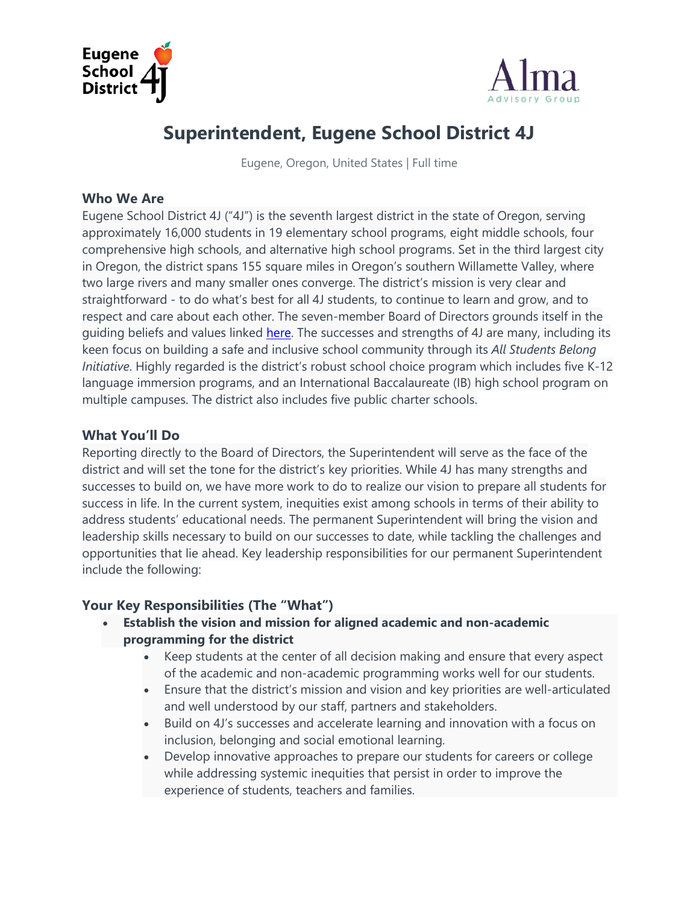# Superintendent, Eugene School District 4J

Eugene, Oregon, United States | Full time

## Who We Are

Eugene School District 4J ("4J") is the seventh largest district in the state of Oregon, serving approximately 16,000 students in 19 elementary school programs, eight middle schools, four comprehensive high schools, and alternative high school programs. Set in the third largest city in Oregon, the district spans 155 square miles in Oregon's southern Willamette Valley, where two large rivers and many smaller ones converge. The district's mission is very clear and straightforward - to do what's best for all 4J students, to continue to learn and grow, and to respect and care about each other. The seven-member Board of Directors grounds itself in the guiding beliefs and values linked here. The successes and strengths of 4J are many, including its keen focus on building a safe and inclusive school community through its *All Students Belong Initiative*. Highly regarded is the district's robust school choice program which includes five K-12 language immersion programs, and an International Baccalaureate (IB) high school program on multiple campuses. The district also includes five public charter schools.

## What You'll Do

Reporting directly to the Board of Directors, the Superintendent will serve as the face of the district and will set the tone for the district's key priorities. While 4J has many strengths and successes to build on, we have more work to do to realize our vision to prepare all students for success in life. In the current system, inequities exist among schools in terms of their ability to address students' educational needs. The permanent Superintendent will bring the vision and leadership skills necessary to build on our successes to date, while tackling the challenges and opportunities that lie ahead. Key leadership responsibilities for our permanent Superintendent include the following:

## Your Key Responsibilities (The "What")

- **Establish the vision and mission for aligned academic and non-academic programming for the district**
  - Keep students at the center of all decision making and ensure that every aspect of the academic and non-academic programming works well for our students.
  - Ensure that the district's mission and vision and key priorities are well-articulated and well understood by our staff, partners and stakeholders.
  - Build on 4J's successes and accelerate learning and innovation with a focus on inclusion, belonging and social emotional learning.
  - Develop innovative approaches to prepare our students for careers or college while addressing systemic inequities that persist in order to improve the experience of students, teachers and families.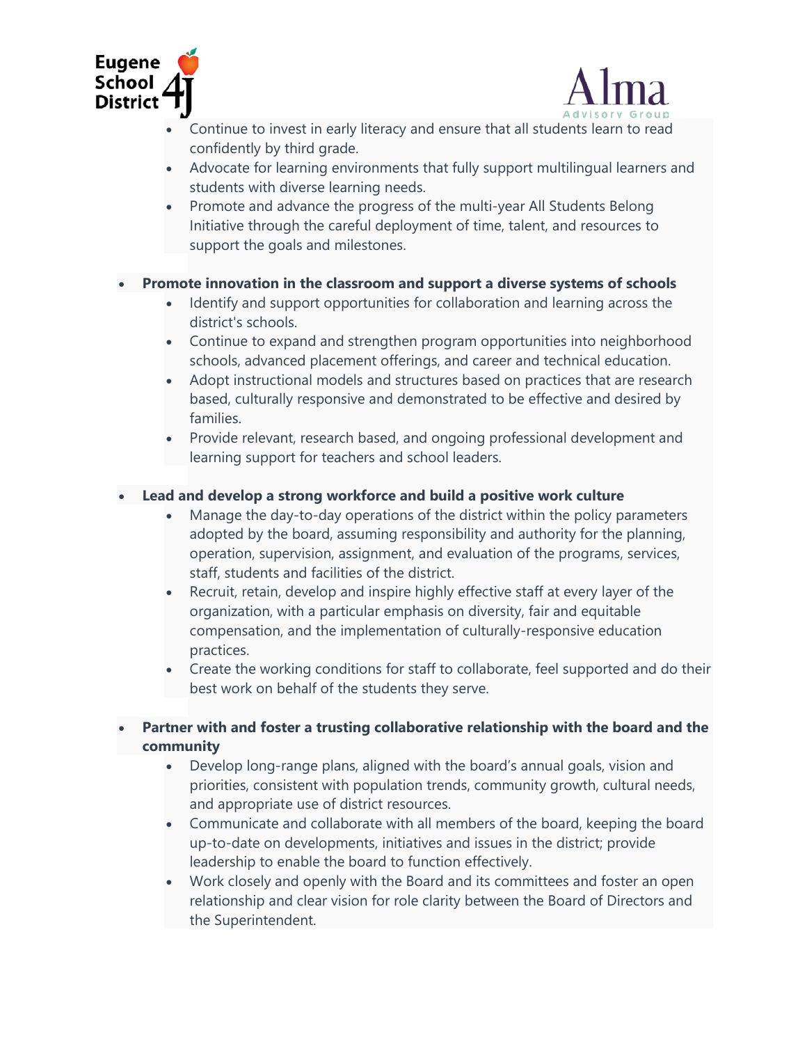- Continue to invest in early literacy and ensure that all students learn to read confidently by third grade.
- Advocate for learning environments that fully support multilingual learners and students with diverse learning needs.
- Promote and advance the progress of the multi-year All Students Belong Initiative through the careful deployment of time, talent, and resources to support the goals and milestones.

- **Promote innovation in the classroom and support a diverse systems of schools**
    - Identify and support opportunities for collaboration and learning across the district's schools.
    - Continue to expand and strengthen program opportunities into neighborhood schools, advanced placement offerings, and career and technical education.
    - Adopt instructional models and structures based on practices that are research based, culturally responsive and demonstrated to be effective and desired by families.
    - Provide relevant, research based, and ongoing professional development and learning support for teachers and school leaders.

- **Lead and develop a strong workforce and build a positive work culture**
    - Manage the day-to-day operations of the district within the policy parameters adopted by the board, assuming responsibility and authority for the planning, operation, supervision, assignment, and evaluation of the programs, services, staff, students and facilities of the district.
    - Recruit, retain, develop and inspire highly effective staff at every layer of the organization, with a particular emphasis on diversity, fair and equitable compensation, and the implementation of culturally-responsive education practices.
    - Create the working conditions for staff to collaborate, feel supported and do their best work on behalf of the students they serve.

- **Partner with and foster a trusting collaborative relationship with the board and the community**
    - Develop long-range plans, aligned with the board's annual goals, vision and priorities, consistent with population trends, community growth, cultural needs, and appropriate use of district resources.
    - Communicate and collaborate with all members of the board, keeping the board up-to-date on developments, initiatives and issues in the district; provide leadership to enable the board to function effectively.
    - Work closely and openly with the Board and its committees and foster an open relationship and clear vision for role clarity between the Board of Directors and the Superintendent.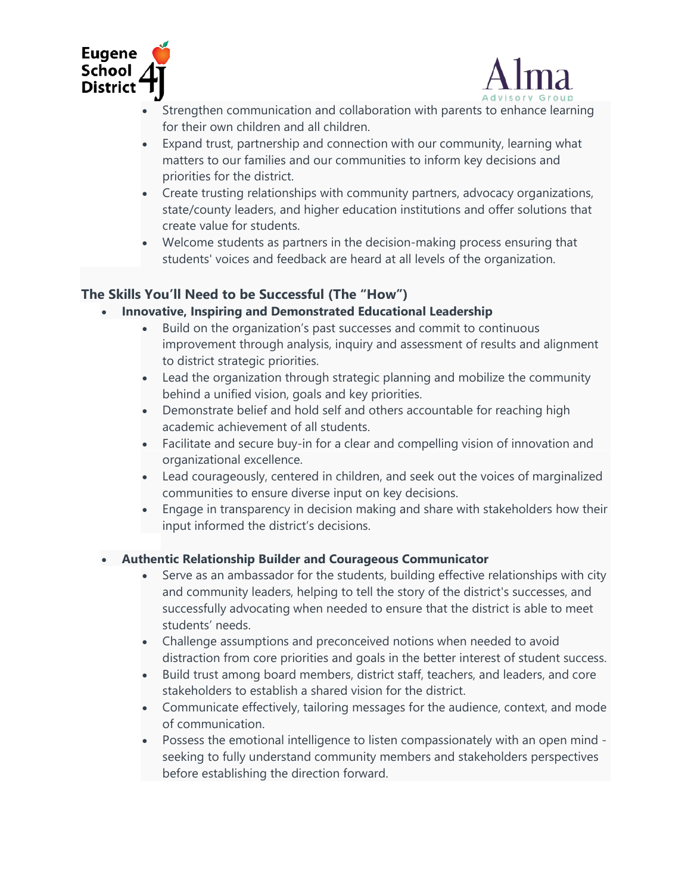- Strengthen communication and collaboration with parents to enhance learning for their own children and all children.
- Expand trust, partnership and connection with our community, learning what matters to our families and our communities to inform key decisions and priorities for the district.
- Create trusting relationships with community partners, advocacy organizations, state/county leaders, and higher education institutions and offer solutions that create value for students.
- Welcome students as partners in the decision-making process ensuring that students' voices and feedback are heard at all levels of the organization.

## The Skills You'll Need to be Successful (The "How")

- **Innovative, Inspiring and Demonstrated Educational Leadership**
  - Build on the organization's past successes and commit to continuous improvement through analysis, inquiry and assessment of results and alignment to district strategic priorities.
  - Lead the organization through strategic planning and mobilize the community behind a unified vision, goals and key priorities.
  - Demonstrate belief and hold self and others accountable for reaching high academic achievement of all students.
  - Facilitate and secure buy-in for a clear and compelling vision of innovation and organizational excellence.
  - Lead courageously, centered in children, and seek out the voices of marginalized communities to ensure diverse input on key decisions.
  - Engage in transparency in decision making and share with stakeholders how their input informed the district's decisions.

- **Authentic Relationship Builder and Courageous Communicator**
  - Serve as an ambassador for the students, building effective relationships with city and community leaders, helping to tell the story of the district's successes, and successfully advocating when needed to ensure that the district is able to meet students' needs.
  - Challenge assumptions and preconceived notions when needed to avoid distraction from core priorities and goals in the better interest of student success.
  - Build trust among board members, district staff, teachers, and leaders, and core stakeholders to establish a shared vision for the district.
  - Communicate effectively, tailoring messages for the audience, context, and mode of communication.
  - Possess the emotional intelligence to listen compassionately with an open mind - seeking to fully understand community members and stakeholders perspectives before establishing the direction forward.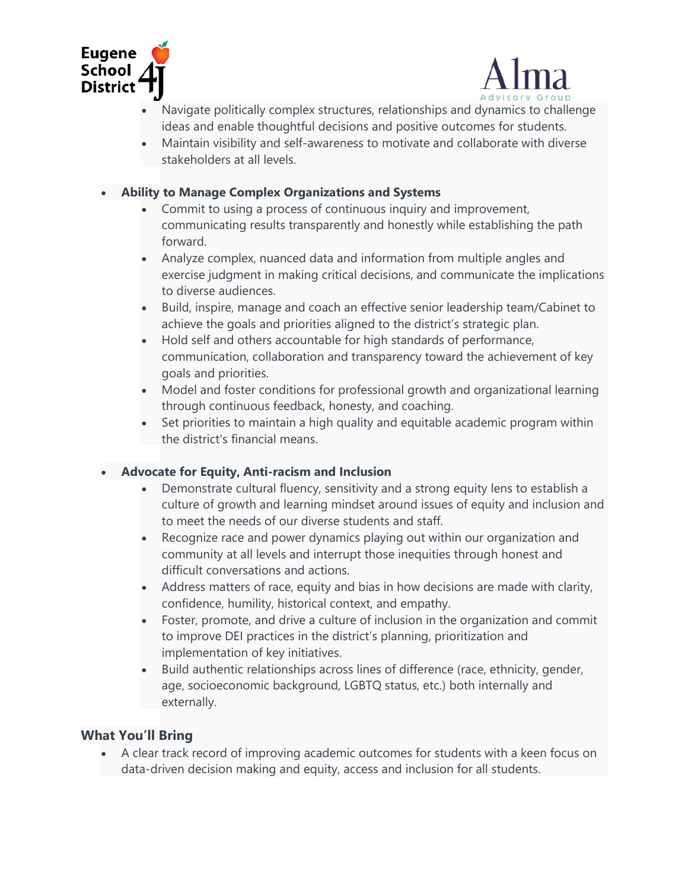- Navigate politically complex structures, relationships and dynamics to challenge ideas and enable thoughtful decisions and positive outcomes for students.
- Maintain visibility and self-awareness to motivate and collaborate with diverse stakeholders at all levels.

- **Ability to Manage Complex Organizations and Systems**
  - Commit to using a process of continuous inquiry and improvement, communicating results transparently and honestly while establishing the path forward.
  - Analyze complex, nuanced data and information from multiple angles and exercise judgment in making critical decisions, and communicate the implications to diverse audiences.
  - Build, inspire, manage and coach an effective senior leadership team/Cabinet to achieve the goals and priorities aligned to the district's strategic plan.
  - Hold self and others accountable for high standards of performance, communication, collaboration and transparency toward the achievement of key goals and priorities.
  - Model and foster conditions for professional growth and organizational learning through continuous feedback, honesty, and coaching.
  - Set priorities to maintain a high quality and equitable academic program within the district's financial means.

- **Advocate for Equity, Anti-racism and Inclusion**
  - Demonstrate cultural fluency, sensitivity and a strong equity lens to establish a culture of growth and learning mindset around issues of equity and inclusion and to meet the needs of our diverse students and staff.
  - Recognize race and power dynamics playing out within our organization and community at all levels and interrupt those inequities through honest and difficult conversations and actions.
  - Address matters of race, equity and bias in how decisions are made with clarity, confidence, humility, historical context, and empathy.
  - Foster, promote, and drive a culture of inclusion in the organization and commit to improve DEI practices in the district's planning, prioritization and implementation of key initiatives.
  - Build authentic relationships across lines of difference (race, ethnicity, gender, age, socioeconomic background, LGBTQ status, etc.) both internally and externally.

## What You'll Bring

- A clear track record of improving academic outcomes for students with a keen focus on data-driven decision making and equity, access and inclusion for all students.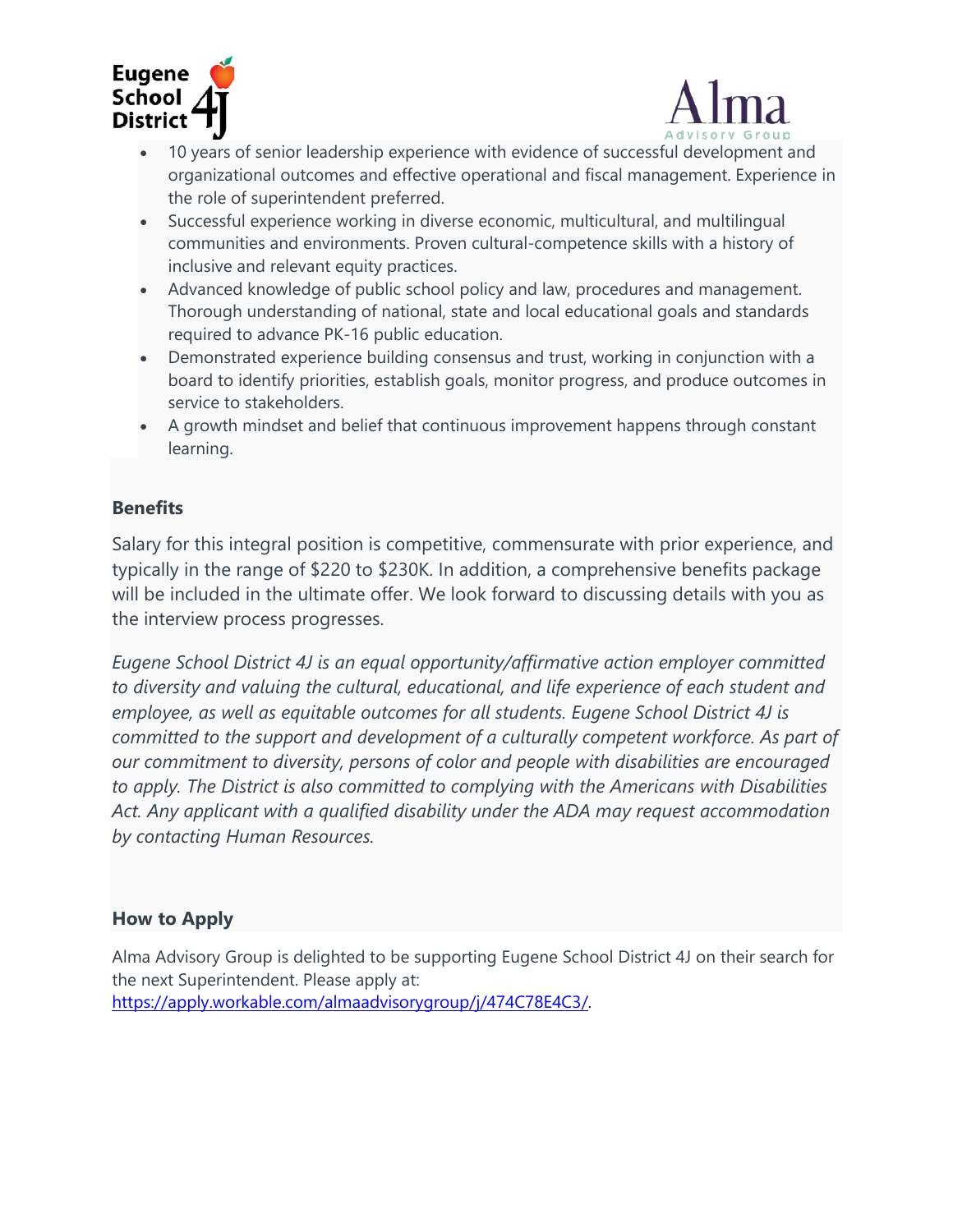- 10 years of senior leadership experience with evidence of successful development and organizational outcomes and effective operational and fiscal management. Experience in the role of superintendent preferred.
- Successful experience working in diverse economic, multicultural, and multilingual communities and environments. Proven cultural-competence skills with a history of inclusive and relevant equity practices.
- Advanced knowledge of public school policy and law, procedures and management. Thorough understanding of national, state and local educational goals and standards required to advance PK-16 public education.
- Demonstrated experience building consensus and trust, working in conjunction with a board to identify priorities, establish goals, monitor progress, and produce outcomes in service to stakeholders.
- A growth mindset and belief that continuous improvement happens through constant learning.

### Benefits

Salary for this integral position is competitive, commensurate with prior experience, and typically in the range of $220 to $230K. In addition, a comprehensive benefits package will be included in the ultimate offer. We look forward to discussing details with you as the interview process progresses.

*Eugene School District 4J is an equal opportunity/affirmative action employer committed to diversity and valuing the cultural, educational, and life experience of each student and employee, as well as equitable outcomes for all students. Eugene School District 4J is committed to the support and development of a culturally competent workforce. As part of our commitment to diversity, persons of color and people with disabilities are encouraged to apply. The District is also committed to complying with the Americans with Disabilities Act. Any applicant with a qualified disability under the ADA may request accommodation by contacting Human Resources.*

### How to Apply

Alma Advisory Group is delighted to be supporting Eugene School District 4J on their search for the next Superintendent. Please apply at: [https://apply.workable.com/almaadvisorygroup/j/474C78E4C3/](https://apply.workable.com/almaadvisorygroup/j/474C78E4C3/).